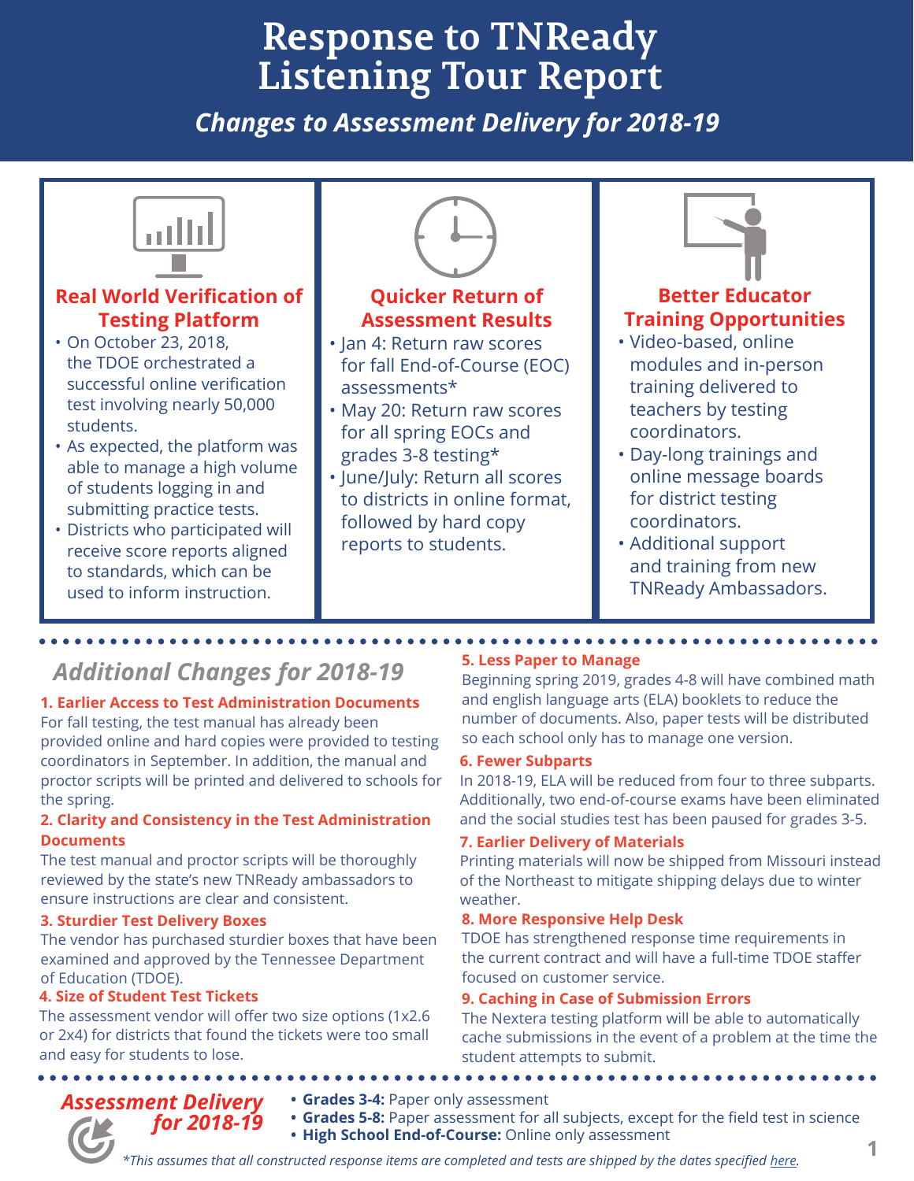# Response to TNReady Listening Tour Report

## *Changes to Assessment Delivery for 2018-19*

### Real World Verification of Testing Platform

- On October 23, 2018, the TDOE orchestrated a successful online verification test involving nearly 50,000 students.
- As expected, the platform was able to manage a high volume of students logging in and submitting practice tests.
- Districts who participated will receive score reports aligned to standards, which can be used to inform instruction.

### Quicker Return of Assessment Results

- Jan 4: Return raw scores for fall End-of-Course (EOC) assessments*
- May 20: Return raw scores for all spring EOCs and grades 3-8 testing*
- June/July: Return all scores to districts in online format, followed by hard copy reports to students.

### Better Educator Training Opportunities

- Video-based, online modules and in-person training delivered to teachers by testing coordinators.
- Day-long trainings and online message boards for district testing coordinators.
- Additional support and training from new TNReady Ambassadors.

## *Additional Changes for 2018-19*

**1. Earlier Access to Test Administration Documents**
For fall testing, the test manual has already been provided online and hard copies were provided to testing coordinators in September. In addition, the manual and proctor scripts will be printed and delivered to schools for the spring.

**2. Clarity and Consistency in the Test Administration Documents**
The test manual and proctor scripts will be thoroughly reviewed by the state's new TNReady ambassadors to ensure instructions are clear and consistent.

**3. Sturdier Test Delivery Boxes**
The vendor has purchased sturdier boxes that have been examined and approved by the Tennessee Department of Education (TDOE).

**4. Size of Student Test Tickets**
The assessment vendor will offer two size options (1x2.6 or 2x4) for districts that found the tickets were too small and easy for students to lose.

**5. Less Paper to Manage**
Beginning spring 2019, grades 4-8 will have combined math and english language arts (ELA) booklets to reduce the number of documents. Also, paper tests will be distributed so each school only has to manage one version.

**6. Fewer Subparts**
In 2018-19, ELA will be reduced from four to three subparts. Additionally, two end-of-course exams have been eliminated and the social studies test has been paused for grades 3-5.

**7. Earlier Delivery of Materials**
Printing materials will now be shipped from Missouri instead of the Northeast to mitigate shipping delays due to winter weather.

**8. More Responsive Help Desk**
TDOE has strengthened response time requirements in the current contract and will have a full-time TDOE staffer focused on customer service.

**9. Caching in Case of Submission Errors**
The Nextera testing platform will be able to automatically cache submissions in the event of a problem at the time the student attempts to submit.

## *Assessment Delivery for 2018-19*

- **Grades 3-4:** Paper only assessment
- **Grades 5-8:** Paper assessment for all subjects, except for the field test in science
- **High School End-of-Course:** Online only assessment

*\*This assumes that all constructed response items are completed and tests are shipped by the dates specified here.*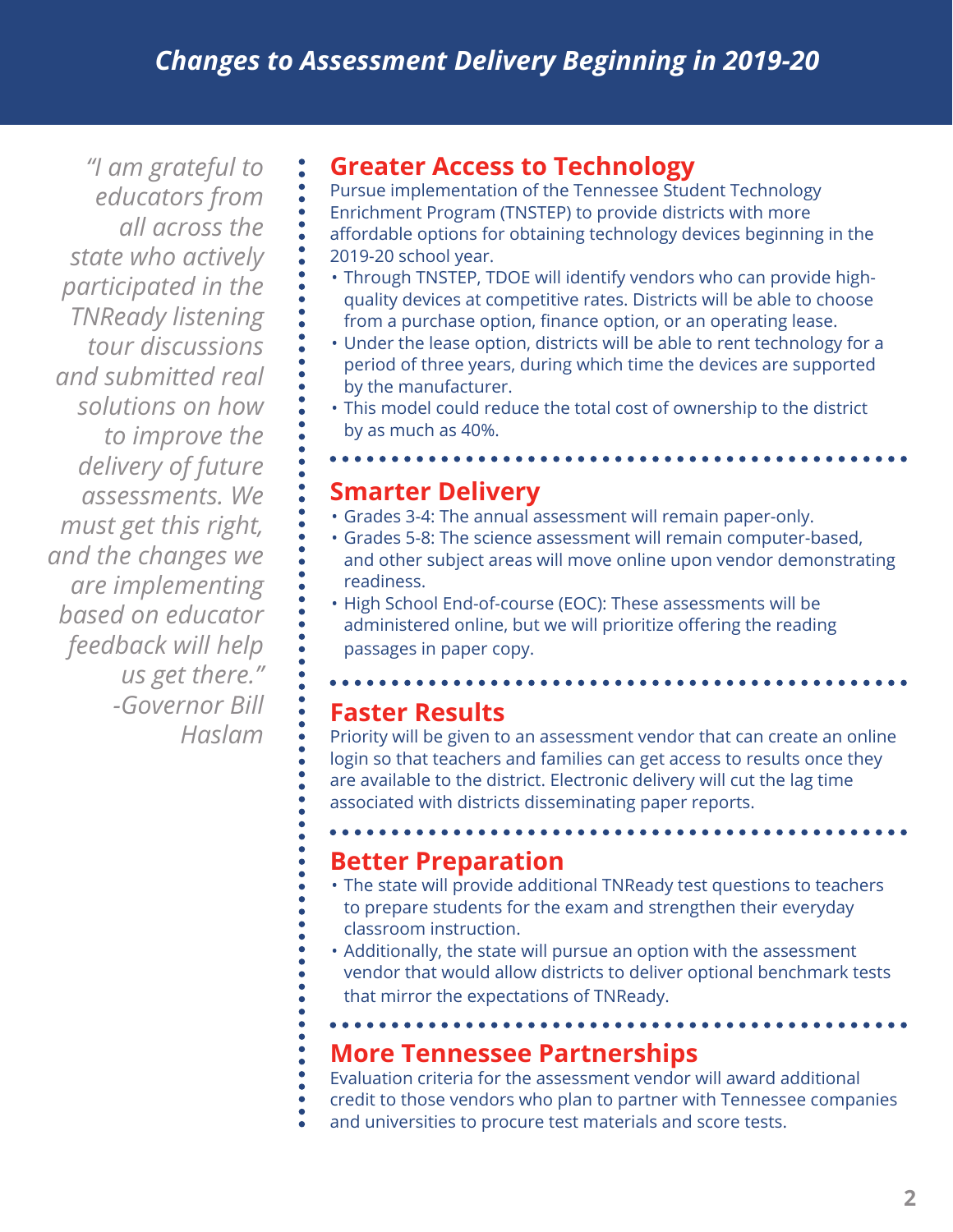# Changes to Assessment Delivery Beginning in 2019-20

*"I am grateful to educators from all across the state who actively participated in the TNReady listening tour discussions and submitted real solutions on how to improve the delivery of future assessments. We must get this right, and the changes we are implementing based on educator feedback will help us get there." -Governor Bill Haslam*

## Greater Access to Technology

Pursue implementation of the Tennessee Student Technology Enrichment Program (TNSTEP) to provide districts with more affordable options for obtaining technology devices beginning in the 2019-20 school year.

- Through TNSTEP, TDOE will identify vendors who can provide high-quality devices at competitive rates. Districts will be able to choose from a purchase option, finance option, or an operating lease.
- Under the lease option, districts will be able to rent technology for a period of three years, during which time the devices are supported by the manufacturer.
- This model could reduce the total cost of ownership to the district by as much as 40%.

## Smarter Delivery

- Grades 3-4: The annual assessment will remain paper-only.
- Grades 5-8: The science assessment will remain computer-based, and other subject areas will move online upon vendor demonstrating readiness.
- High School End-of-course (EOC): These assessments will be administered online, but we will prioritize offering the reading passages in paper copy.

## Faster Results

Priority will be given to an assessment vendor that can create an online login so that teachers and families can get access to results once they are available to the district. Electronic delivery will cut the lag time associated with districts disseminating paper reports.

## Better Preparation

- The state will provide additional TNReady test questions to teachers to prepare students for the exam and strengthen their everyday classroom instruction.
- Additionally, the state will pursue an option with the assessment vendor that would allow districts to deliver optional benchmark tests that mirror the expectations of TNReady.

## More Tennessee Partnerships

Evaluation criteria for the assessment vendor will award additional credit to those vendors who plan to partner with Tennessee companies and universities to procure test materials and score tests.